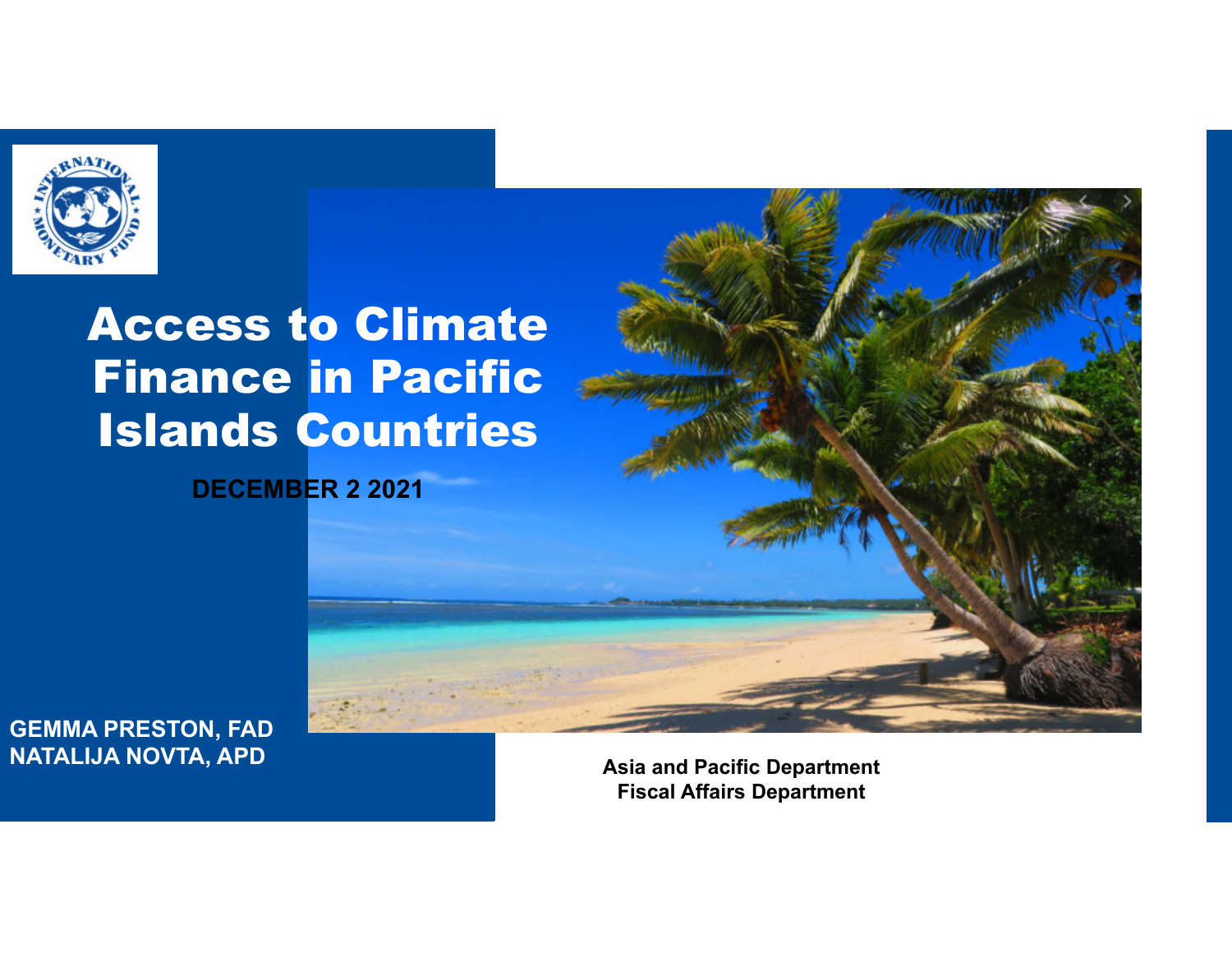# Access to Climate Finance in Pacific Islands Countries

**DECEMBER 2 2021**

**GEMMA PRESTON, FAD**
**NATALIJA NOVTA, APD**

**Asia and Pacific Department**
**Fiscal Affairs Department**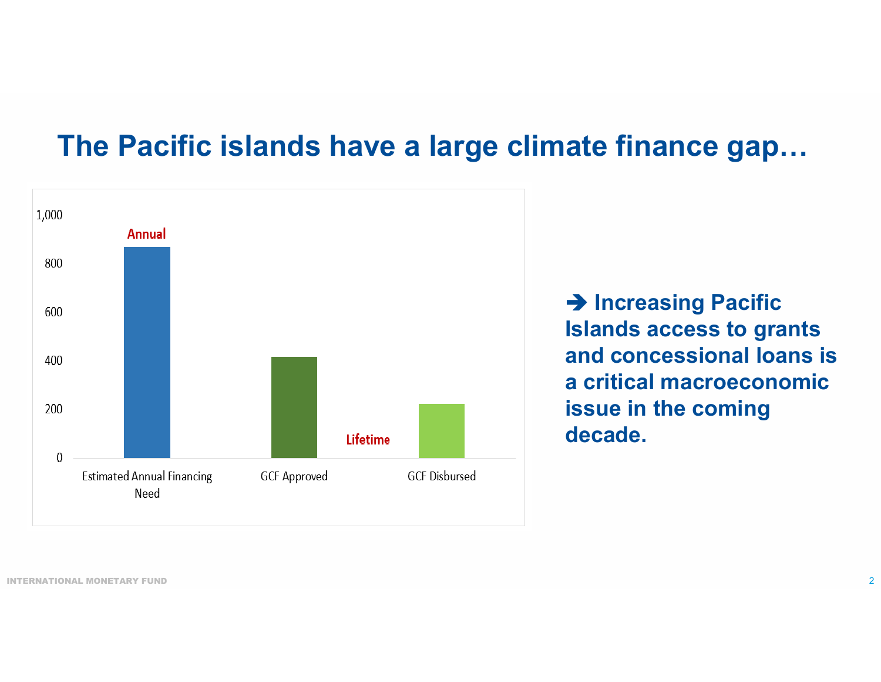# The Pacific islands have a large climate finance gap…

| | Estimated Annual Financing Need | GCF Approved | GCF Disbursed |
|---|---|---|---|
| Label | Annual | Lifetime | Lifetime |

Annual

Lifetime

Estimated Annual Financing Need | GCF Approved | GCF Disbursed

➔ **Increasing Pacific Islands access to grants and concessional loans is a critical macroeconomic issue in the coming decade.**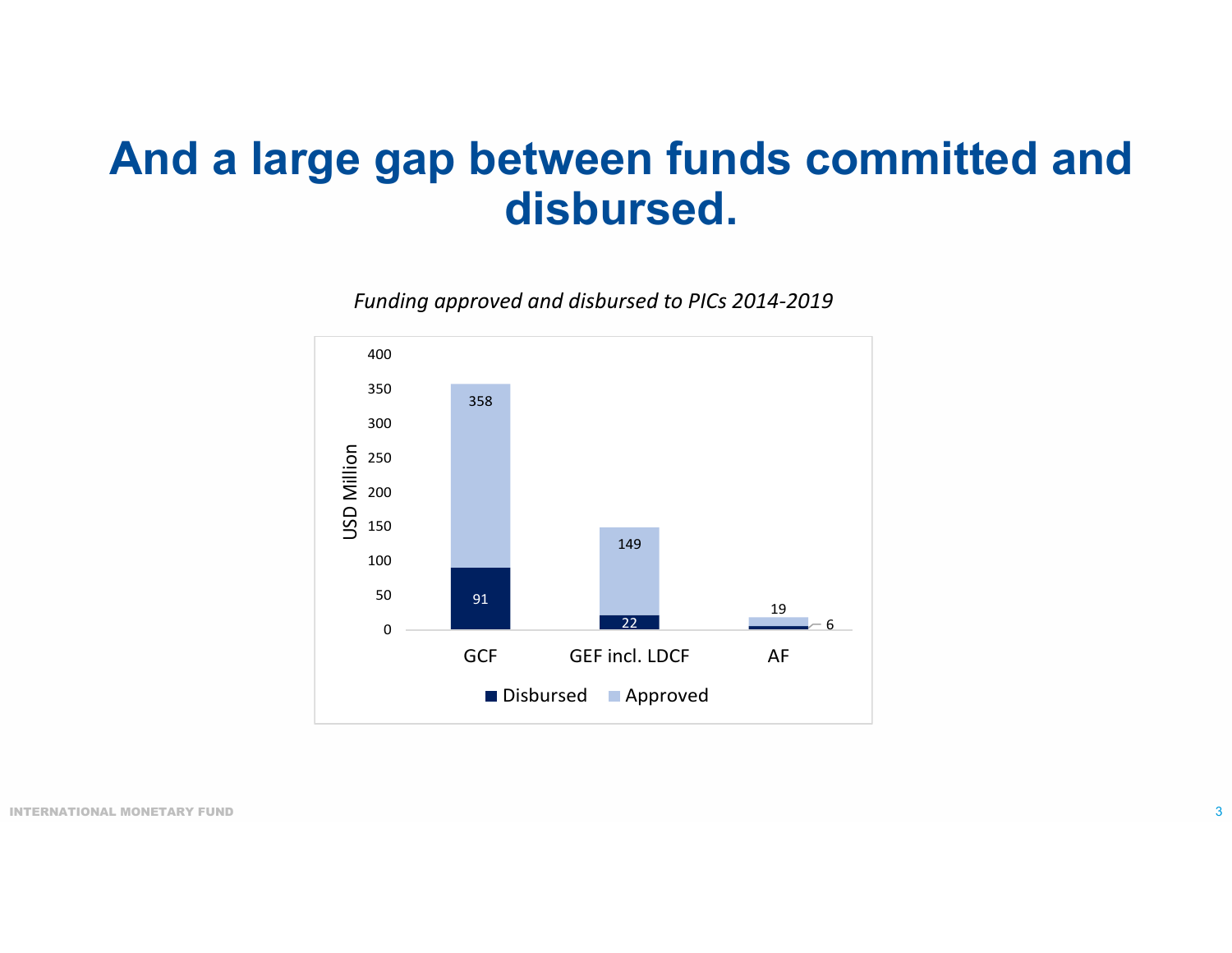# And a large gap between funds committed and disbursed.

*Funding approved and disbursed to PICs 2014-2019*

| | Disbursed (USD Million) | Approved (USD Million) |
|---|---|---|
| GCF | 91 | 358 |
| GEF incl. LDCF | 22 | 149 |
| AF | 6 | 19 |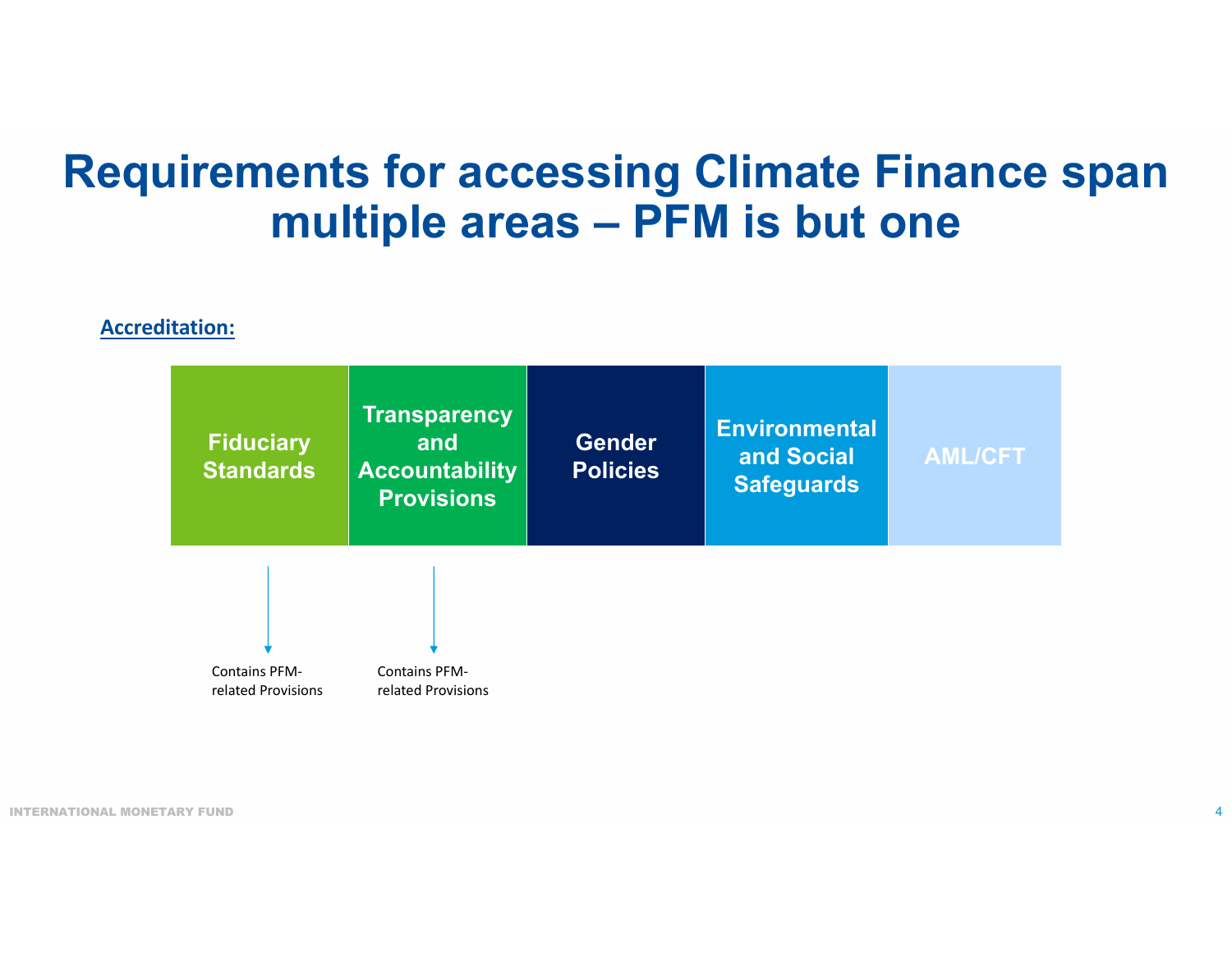# Requirements for accessing Climate Finance span multiple areas – PFM is but one

**Accreditation:**

| Fiduciary Standards | Transparency and Accountability Provisions | Gender Policies | Environmental and Social Safeguards | AML/CFT |
|---|---|---|---|---|
| Contains PFM-related Provisions | Contains PFM-related Provisions | | | |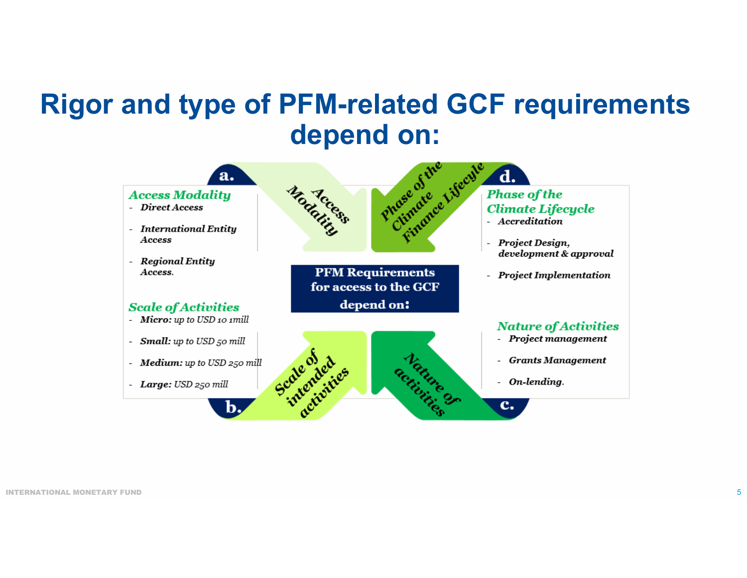# Rigor and type of PFM-related GCF requirements depend on:

**a.** ***Access Modality***
- *Direct Access*
- *International Entity Access*
- *Regional Entity Access.*

**b.** ***Scale of Activities***
- ***Micro:*** *up to USD 10 1mill*
- ***Small:*** *up to USD 50 mill*
- ***Medium:*** *up to USD 250 mill*
- ***Large:*** *USD 250 mill*

**PFM Requirements for access to the GCF depend on:**

**d.** ***Phase of the Climate Lifecycle***
- *Accreditation*
- *Project Design, development & approval*
- *Project Implementation*

**c.** ***Nature of Activities***
- *Project management*
- *Grants Management*
- *On-lending.*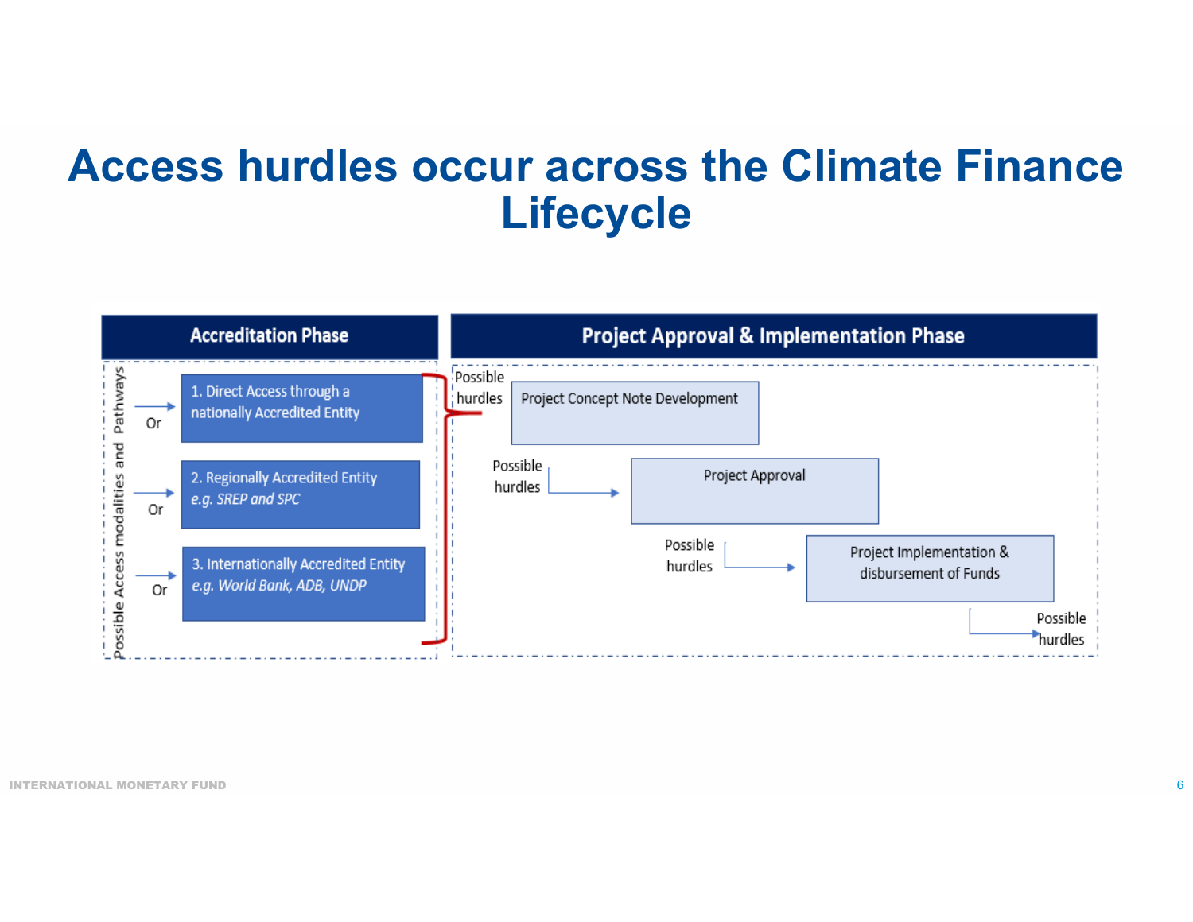# Access hurdles occur across the Climate Finance Lifecycle

**Accreditation Phase**

*Possible Access modalities and Pathways*

- 1. Direct Access through a nationally Accredited Entity
- Or
- 2. Regionally Accredited Entity *e.g. SREP and SPC*
- Or
- 3. Internationally Accredited Entity *e.g. World Bank, ADB, UNDP*
- Or

**Project Approval & Implementation Phase**

Possible hurdles → Project Concept Note Development

Possible hurdles → Project Approval

Possible hurdles → Project Implementation & disbursement of Funds

→ Possible hurdles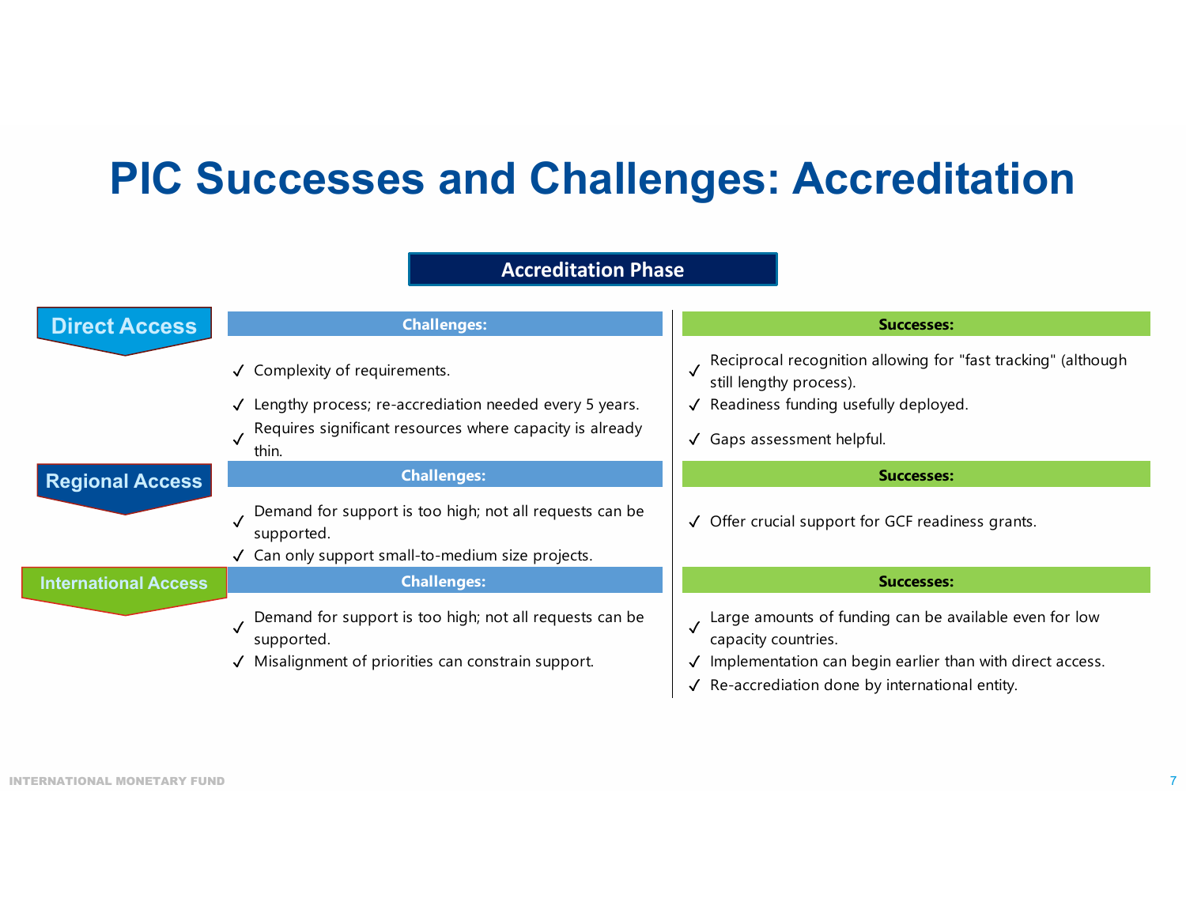# PIC Successes and Challenges: Accreditation

## Accreditation Phase

| | Challenges: | Successes: |
|---|---|---|
| **Direct Access** | ✓ Complexity of requirements.<br>✓ Lengthy process; re-accrediation needed every 5 years.<br>✓ Requires significant resources where capacity is already thin. | ✓ Reciprocal recognition allowing for "fast tracking" (although still lengthy process).<br>✓ Readiness funding usefully deployed.<br>✓ Gaps assessment helpful. |
| **Regional Access** | ✓ Demand for support is too high; not all requests can be supported.<br>✓ Can only support small-to-medium size projects. | ✓ Offer crucial support for GCF readiness grants. |
| **International Access** | ✓ Demand for support is too high; not all requests can be supported.<br>✓ Misalignment of priorities can constrain support. | ✓ Large amounts of funding can be available even for low capacity countries.<br>✓ Implementation can begin earlier than with direct access.<br>✓ Re-accrediation done by international entity. |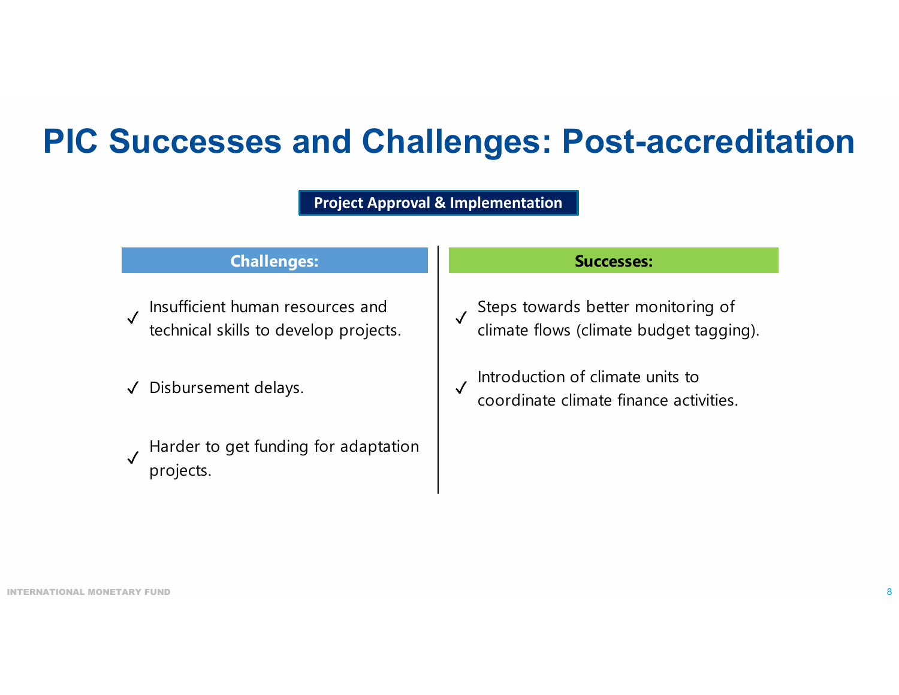# PIC Successes and Challenges: Post-accreditation

**Project Approval & Implementation**

### Challenges:

- ✓ Insufficient human resources and technical skills to develop projects.
- ✓ Disbursement delays.
- ✓ Harder to get funding for adaptation projects.

### Successes:

- ✓ Steps towards better monitoring of climate flows (climate budget tagging).
- ✓ Introduction of climate units to coordinate climate finance activities.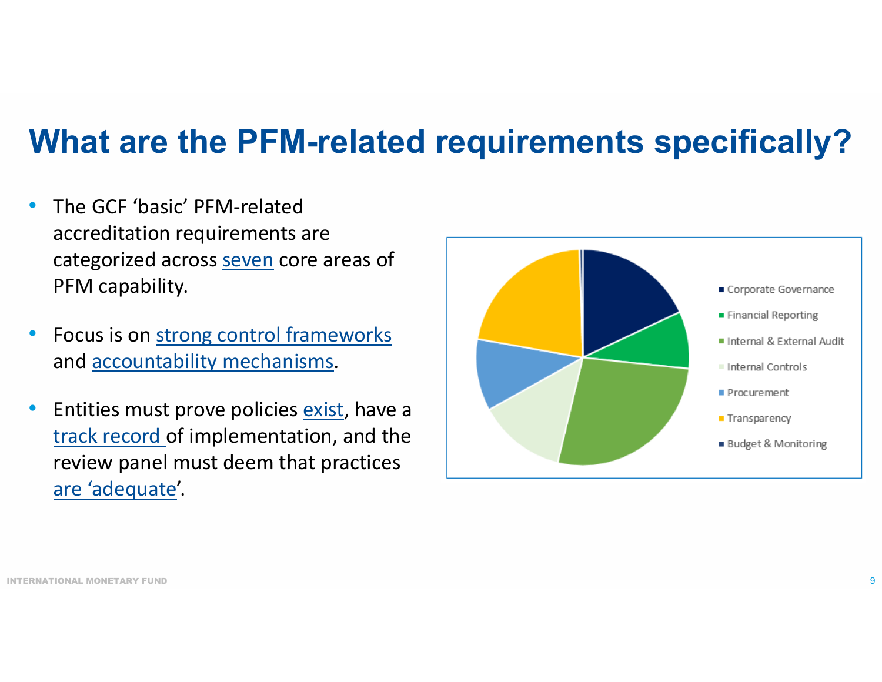# What are the PFM-related requirements specifically?

- The GCF 'basic' PFM-related accreditation requirements are categorized across seven core areas of PFM capability.
- Focus is on strong control frameworks and accountability mechanisms.
- Entities must prove policies exist, have a track record of implementation, and the review panel must deem that practices are 'adequate'.

- Corporate Governance
- Financial Reporting
- Internal & External Audit
- Internal Controls
- Procurement
- Transparency
- Budget & Monitoring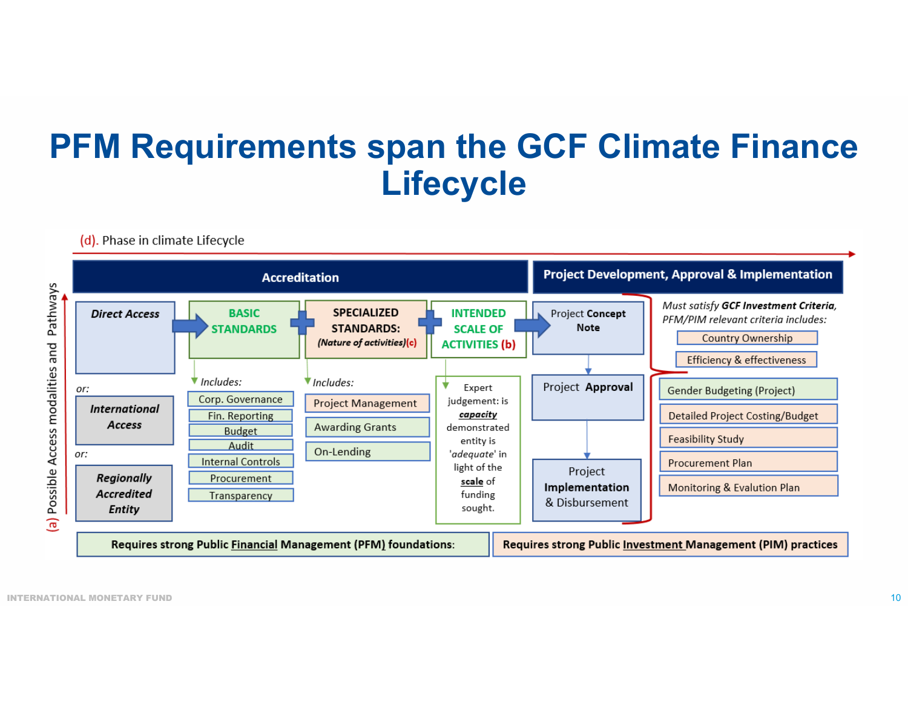# PFM Requirements span the GCF Climate Finance Lifecycle

(d). Phase in climate Lifecycle

(a) Possible Access modalities and Pathways

**Accreditation**

**Project Development, Approval & Implementation**

***Direct Access***

or: ***International Access***

or: ***Regionally Accredited Entity***

**BASIC STANDARDS** + **SPECIALIZED STANDARDS:** ***(Nature of activities)*(c)** + **INTENDED SCALE OF ACTIVITIES (b)**

*Includes:*

- Corp. Governance
- Fin. Reporting
- Budget
- Audit
- Internal Controls
- Procurement
- Transparency

*Includes:*

- Project Management
- Awarding Grants
- On-Lending

Expert judgement: is ***capacity*** demonstrated entity is '*adequate*' in light of the **scale** of funding sought.

Project Concept **Note** → Project **Approval** → Project **Implementation** & Disbursement

*Must satisfy* ***GCF Investment Criteria****, PFM/PIM relevant criteria includes:*

- Country Ownership
- Efficiency & effectiveness
- Gender Budgeting (Project)
- Detailed Project Costing/Budget
- Feasibility Study
- Procurement Plan
- Monitoring & Evalution Plan

**Requires strong Public Financial Management (PFM) foundations:**

**Requires strong Public Investment Management (PIM) practices**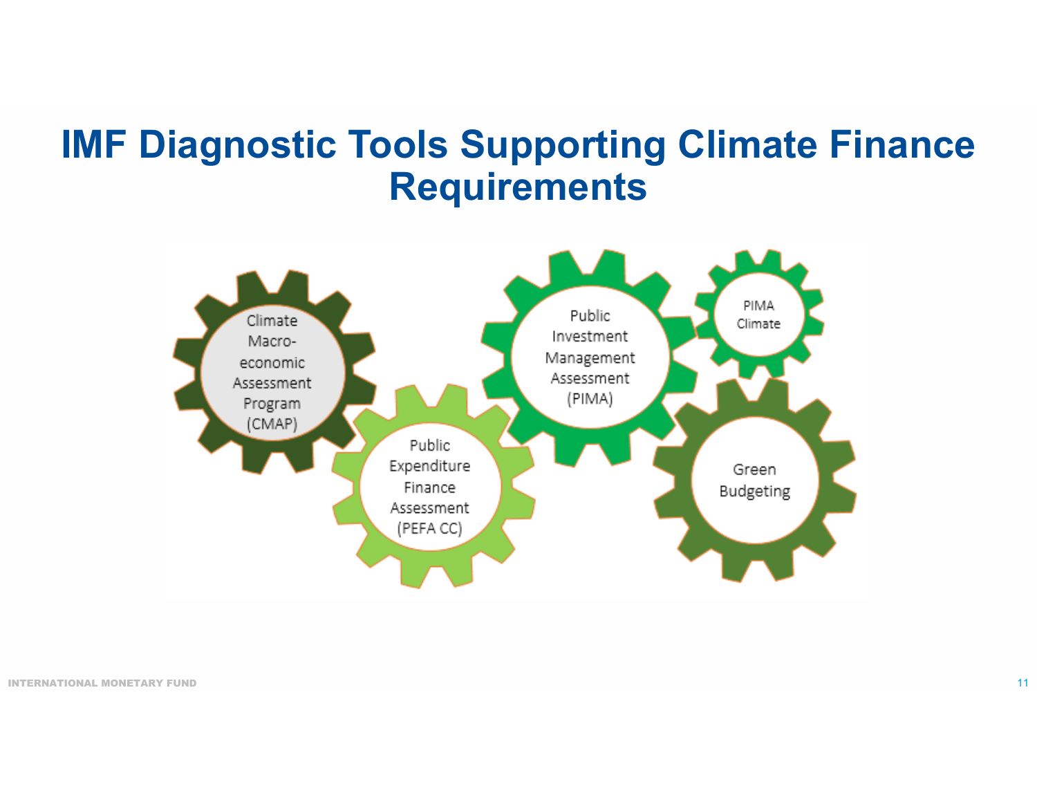# IMF Diagnostic Tools Supporting Climate Finance Requirements

- Climate Macro-economic Assessment Program (CMAP)
- Public Expenditure Finance Assessment (PEFA CC)
- Public Investment Management Assessment (PIMA)
- PIMA Climate
- Green Budgeting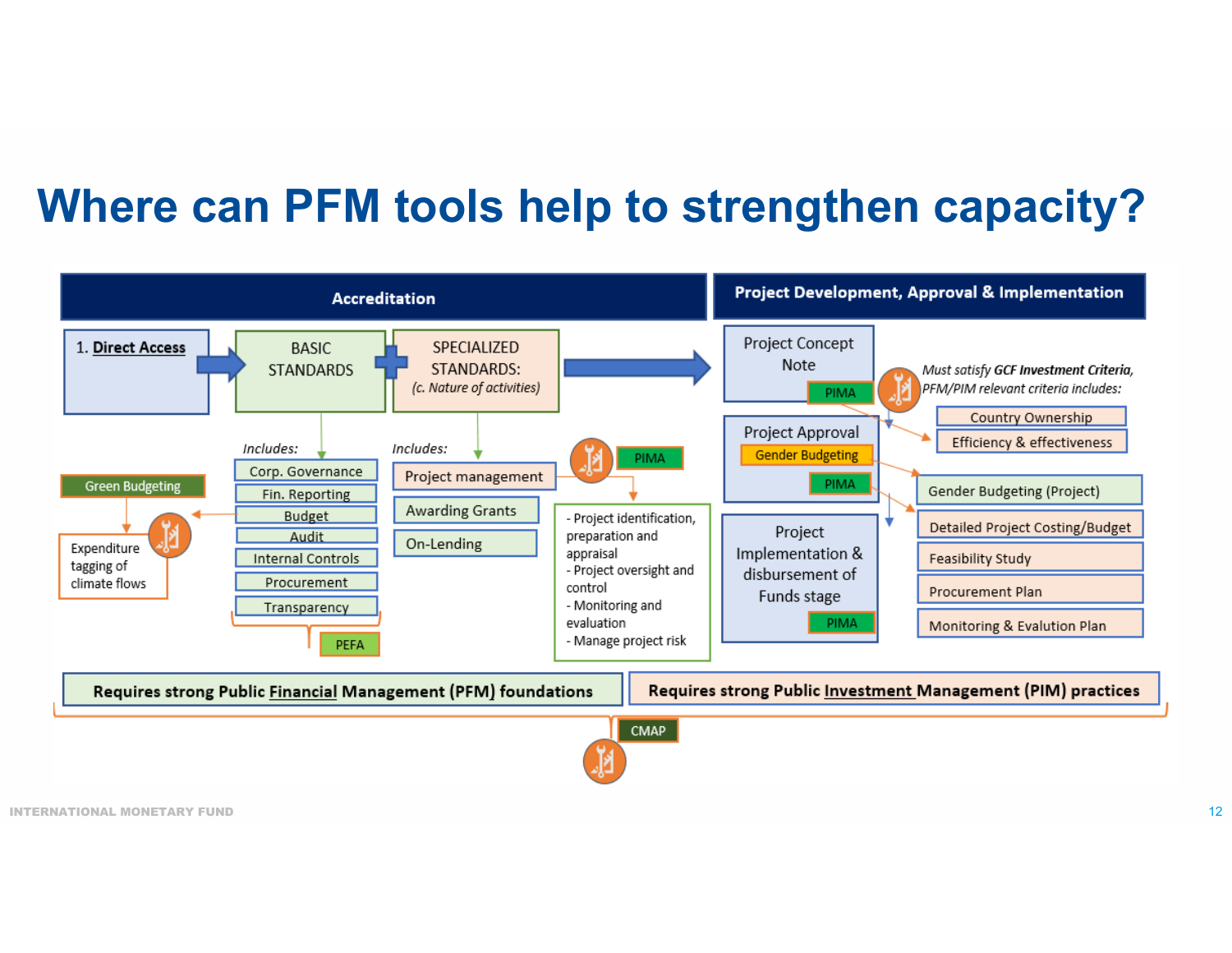# Where can PFM tools help to strengthen capacity?

**Accreditation**

**Project Development, Approval & Implementation**

1. **Direct Access** → BASIC STANDARDS + SPECIALIZED STANDARDS: *(c. Nature of activities)* → Project Concept Note (PIMA)

*Includes:* (BASIC STANDARDS)

- Corp. Governance
- Fin. Reporting
- Budget
- Audit
- Internal Controls
- Procurement
- Transparency

PEFA

Green Budgeting → Expenditure tagging of climate flows

*Includes:* (SPECIALIZED STANDARDS)

- Project management (PIMA)
- Awarding Grants
- On-Lending

- Project identification, preparation and appraisal
- Project oversight and control
- Monitoring and evaluation
- Manage project risk

Project Concept Note — PIMA

Project Approval — Gender Budgeting — PIMA

Project Implementation & disbursement of Funds stage — PIMA

*Must satisfy **GCF Investment Criteria**, PFM/PIM relevant criteria includes:*

- Country Ownership
- Efficiency & effectiveness
- Gender Budgeting (Project)
- Detailed Project Costing/Budget
- Feasibility Study
- Procurement Plan
- Monitoring & Evalution Plan

**Requires strong Public Financial Management (PFM) foundations**

**Requires strong Public Investment Management (PIM) practices**

CMAP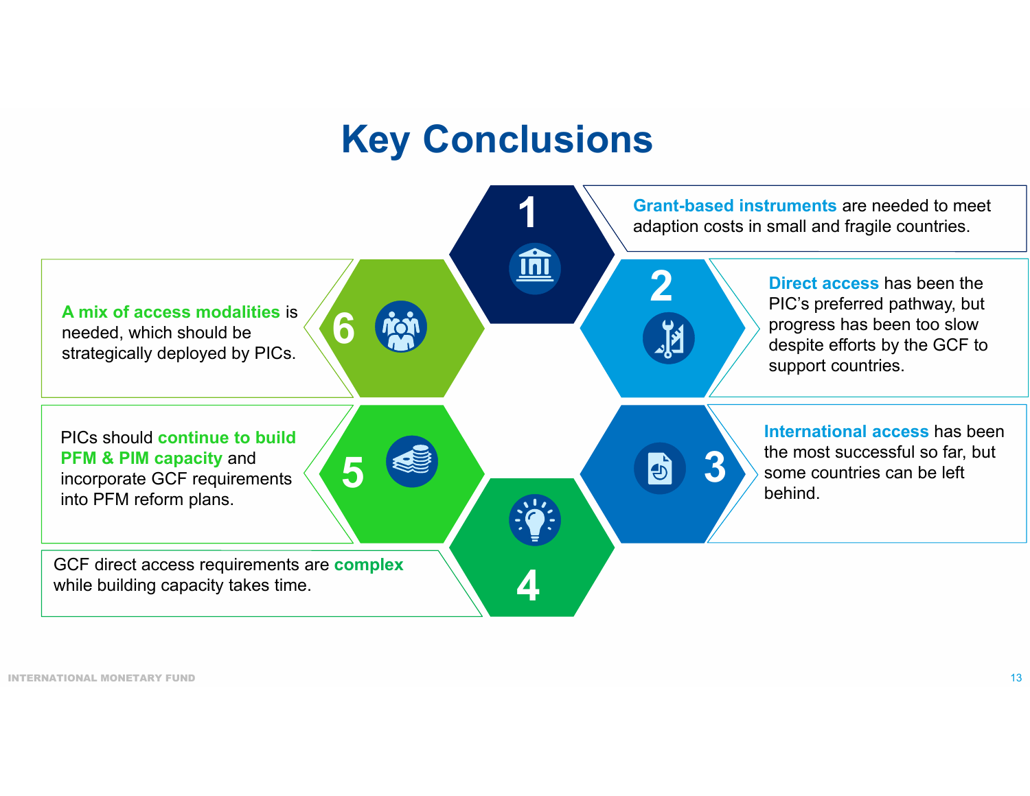# Key Conclusions

1. **Grant-based instruments** are needed to meet adaption costs in small and fragile countries.

2. **Direct access** has been the PIC's preferred pathway, but progress has been too slow despite efforts by the GCF to support countries.

3. **International access** has been the most successful so far, but some countries can be left behind.

4. GCF direct access requirements are **complex** while building capacity takes time.

5. PICs should **continue to build PFM & PIM capacity** and incorporate GCF requirements into PFM reform plans.

6. **A mix of access modalities** is needed, which should be strategically deployed by PICs.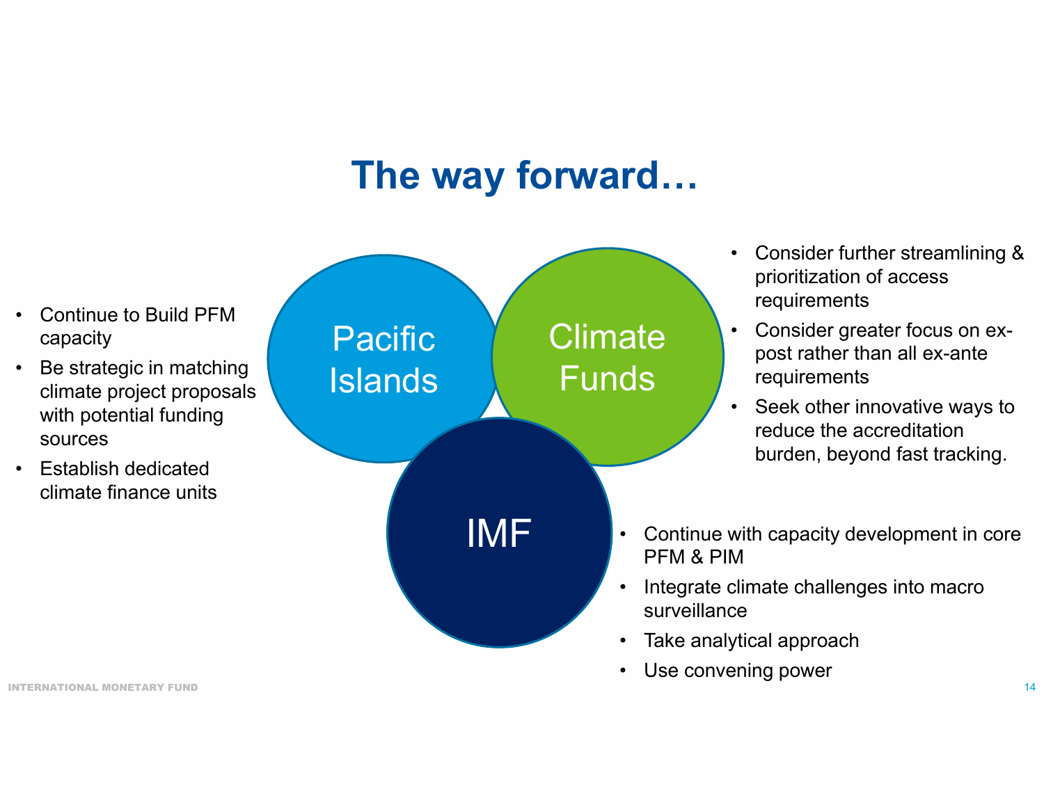# The way forward…

### Pacific Islands

- Continue to Build PFM capacity
- Be strategic in matching climate project proposals with potential funding sources
- Establish dedicated climate finance units

### Climate Funds

- Consider further streamlining & prioritization of access requirements
- Consider greater focus on ex-post rather than all ex-ante requirements
- Seek other innovative ways to reduce the accreditation burden, beyond fast tracking.

### IMF

- Continue with capacity development in core PFM & PIM
- Integrate climate challenges into macro surveillance
- Take analytical approach
- Use convening power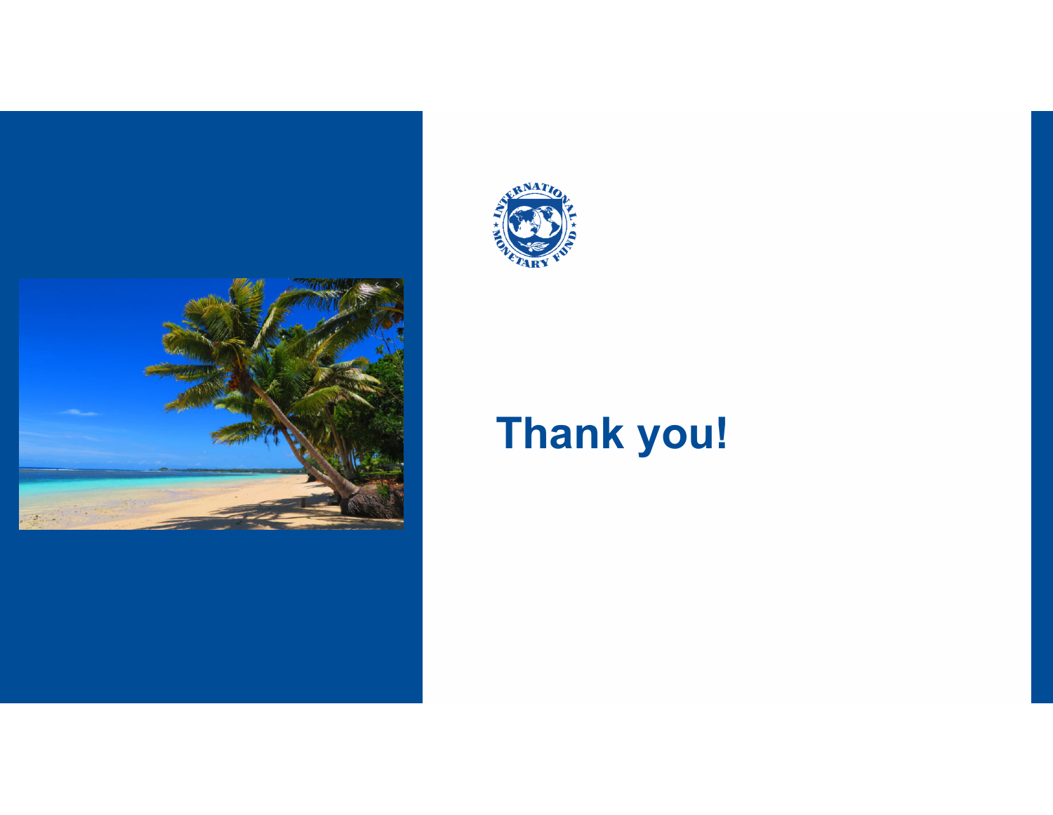# Thank you!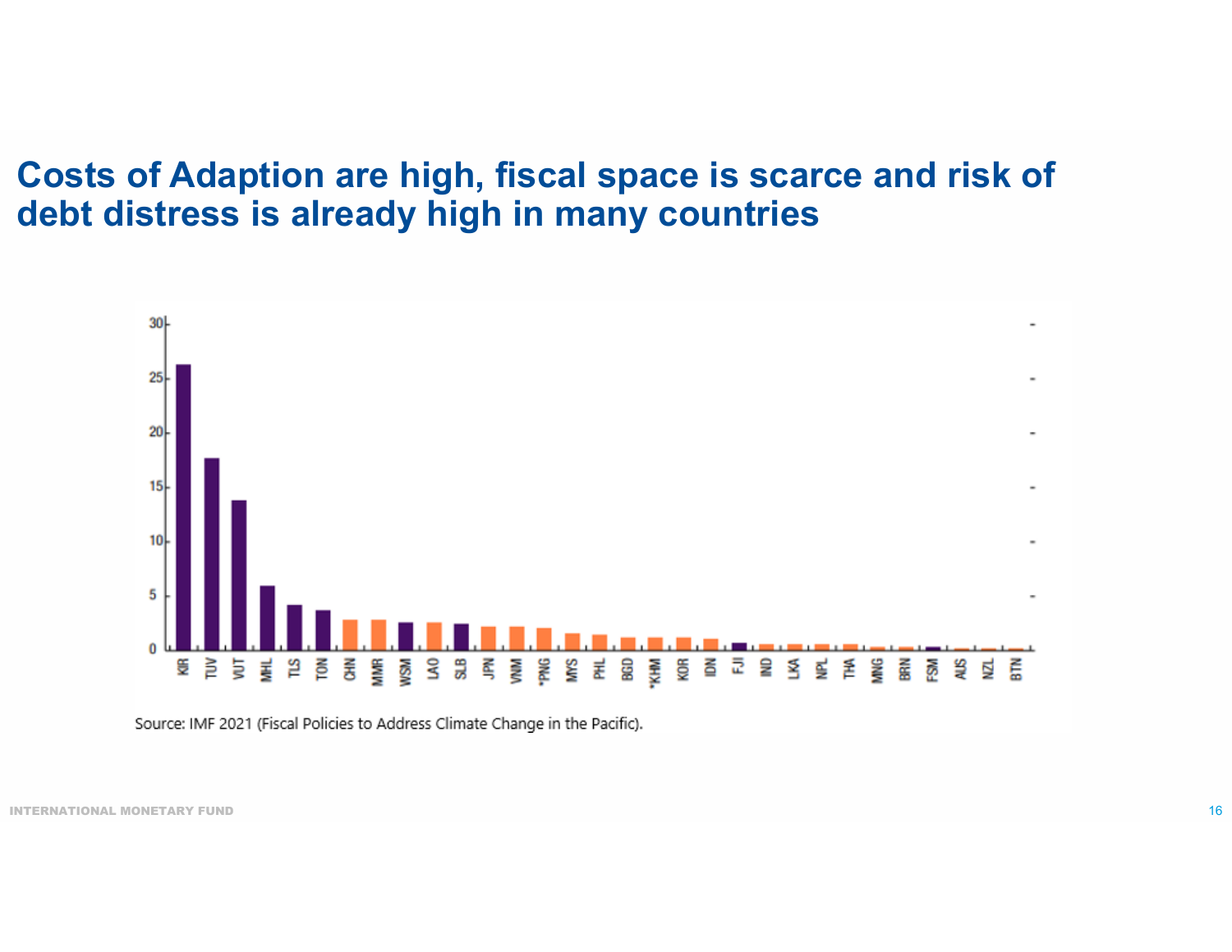# Costs of Adaption are high, fiscal space is scarce and risk of debt distress is already high in many countries

Source: IMF 2021 (Fiscal Policies to Address Climate Change in the Pacific).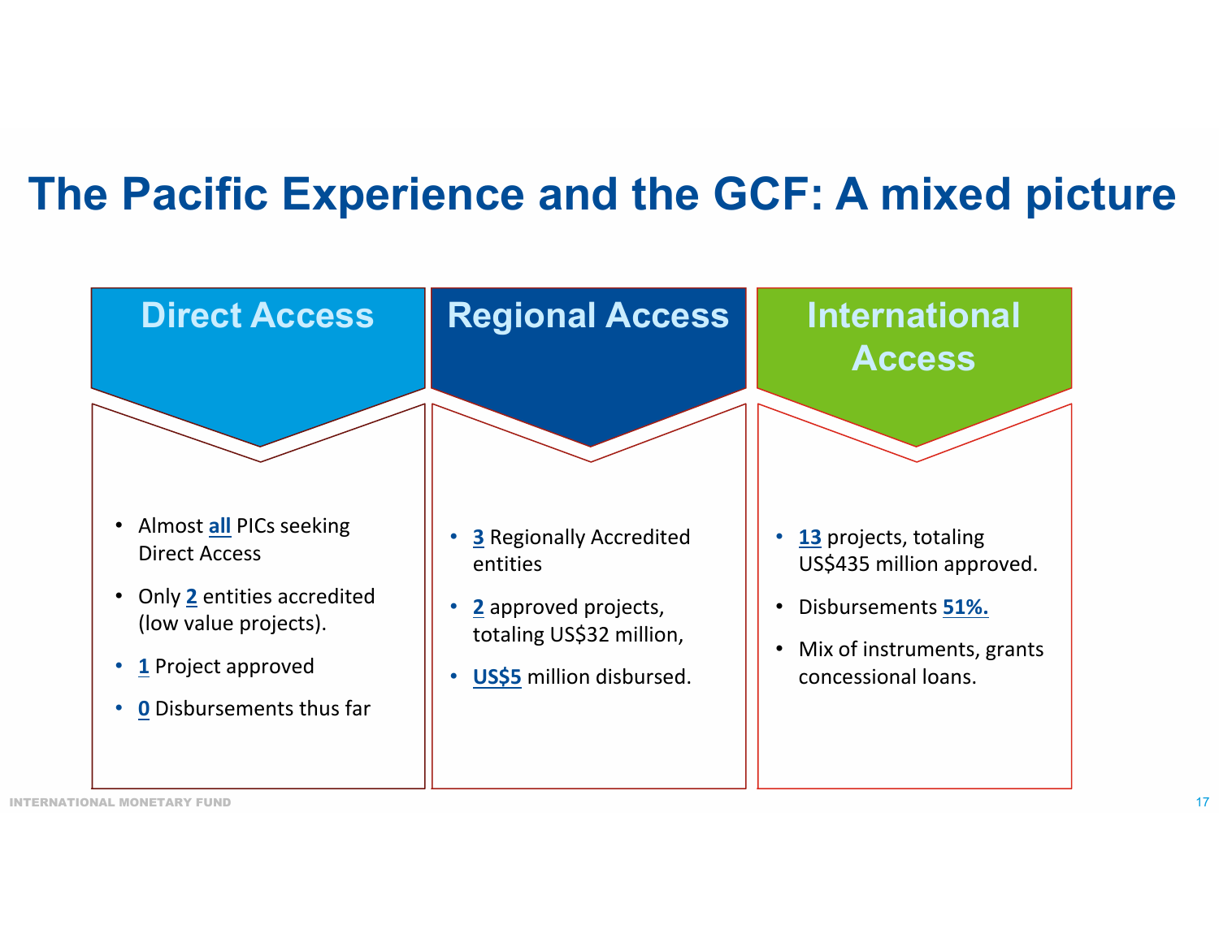# The Pacific Experience and the GCF: A mixed picture

## Direct Access

- Almost **all** PICs seeking Direct Access
- Only **2** entities accredited (low value projects).
- **1** Project approved
- **0** Disbursements thus far

## Regional Access

- **3** Regionally Accredited entities
- **2** approved projects, totaling US$32 million,
- **US$5** million disbursed.

## International Access

- **13** projects, totaling US$435 million approved.
- Disbursements **51%.**
- Mix of instruments, grants concessional loans.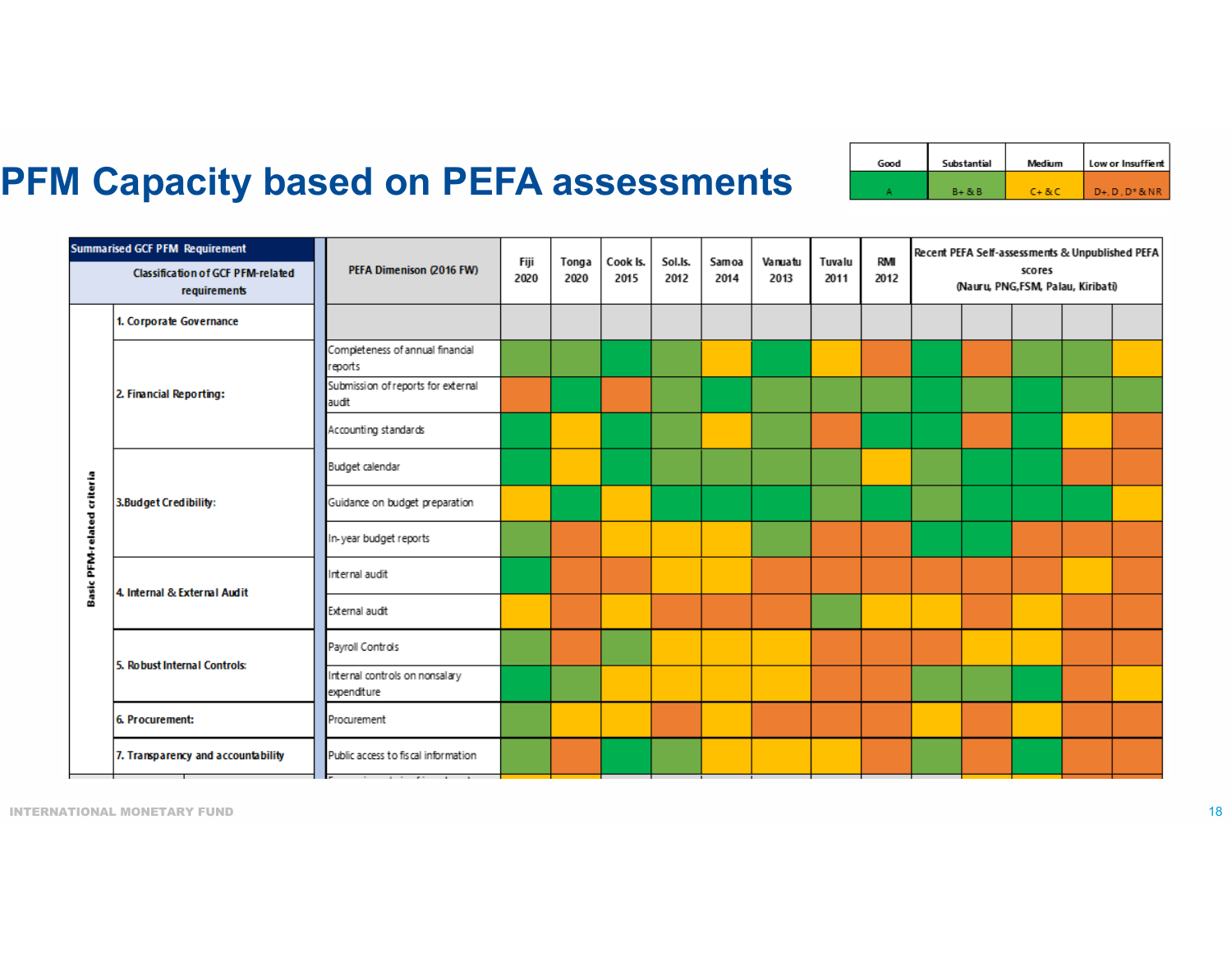# PFM Capacity based on PEFA assessments

| Good | Substantial | Medium | Low or Insuffient |
|---|---|---|---|
| A | B+ & B | C+ & C | D+, D, D* & NR |

| Summarised GCF PFM Requirement: Classification of GCF PFM-related requirements | | PEFA Dimenison (2016 FW) | Fiji 2020 | Tonga 2020 | Cook Is. 2015 | Sol.Is. 2012 | Samoa 2014 | Vanuatu 2013 | Tuvalu 2011 | RMI 2012 | Recent PEFA Self-assessments & Unpublished PEFA scores (Nauru, PNG, FSM, Palau, Kiribati) | | | | |
|---|---|---|---|---|---|---|---|---|---|---|---|---|---|---|---|
| Basic PFM-related criteria | 1. Corporate Governance | | | | | | | | | | | | | | |
| | 2. Financial Reporting: | Completeness of annual financial reports | Substantial | Substantial | Good | Substantial | Medium | Good | Medium | Low | Good | Low | Substantial | Substantial | Medium |
| | | Submission of reports for external audit | Low | Good | Low | Substantial | Good | Substantial | Substantial | Substantial | Good | Substantial | Good | Substantial | Substantial |
| | | Accounting standards | Good | Medium | Good | Substantial | Medium | Substantial | Low | Good | Good | Low | Good | Medium | Low |
| | 3.Budget Credibility: | Budget calendar | Good | Medium | Good | Substantial | Substantial | Substantial | Substantial | Medium | Substantial | Good | Good | Low | Low |
| | | Guidance on budget preparation | Medium | Good | Medium | Good | Good | Good | Substantial | Good | Substantial | Good | Good | Good | Medium |
| | | In-year budget reports | Substantial | Low | Medium | Medium | Medium | Substantial | Low | Low | Good | Good | Low | Low | Low |
| | 4. Internal & External Audit | Internal audit | Good | Low | Low | Medium | Medium | Low | Low | Low | Low | Low | Low | Medium | Low |
| | | External audit | Medium | Low | Medium | Low | Low | Low | Substantial | Medium | Medium | Low | Medium | Low | Low |
| | 5. Robust Internal Controls: | Payroll Controls | Substantial | Low | Substantial | Medium | Medium | Medium | Low | Low | Low | Medium | Medium | Low | Low |
| | | Internal controls on nonsalary expenditure | Good | Substantial | Medium | Medium | Medium | Medium | Low | Low | Substantial | Substantial | Good | Low | Medium |
| | 6. Procurement: | Procurement | Substantial | Medium | Medium | Low | Medium | Low | Low | Low | Medium | Low | Medium | Low | Low |
| | 7. Transparency and accountability | Public access to fiscal information | Substantial | Low | Good | Substantial | Medium | Medium | Medium | Low | Substantial | Low | Good | Low | Low |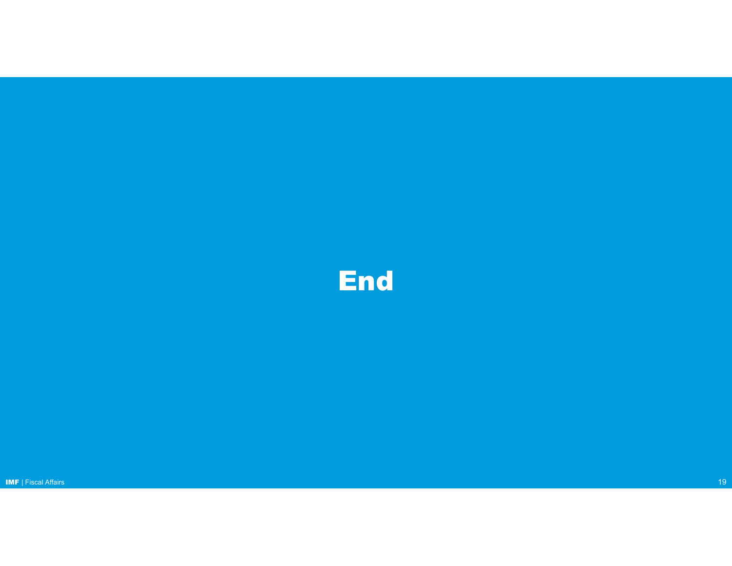# End